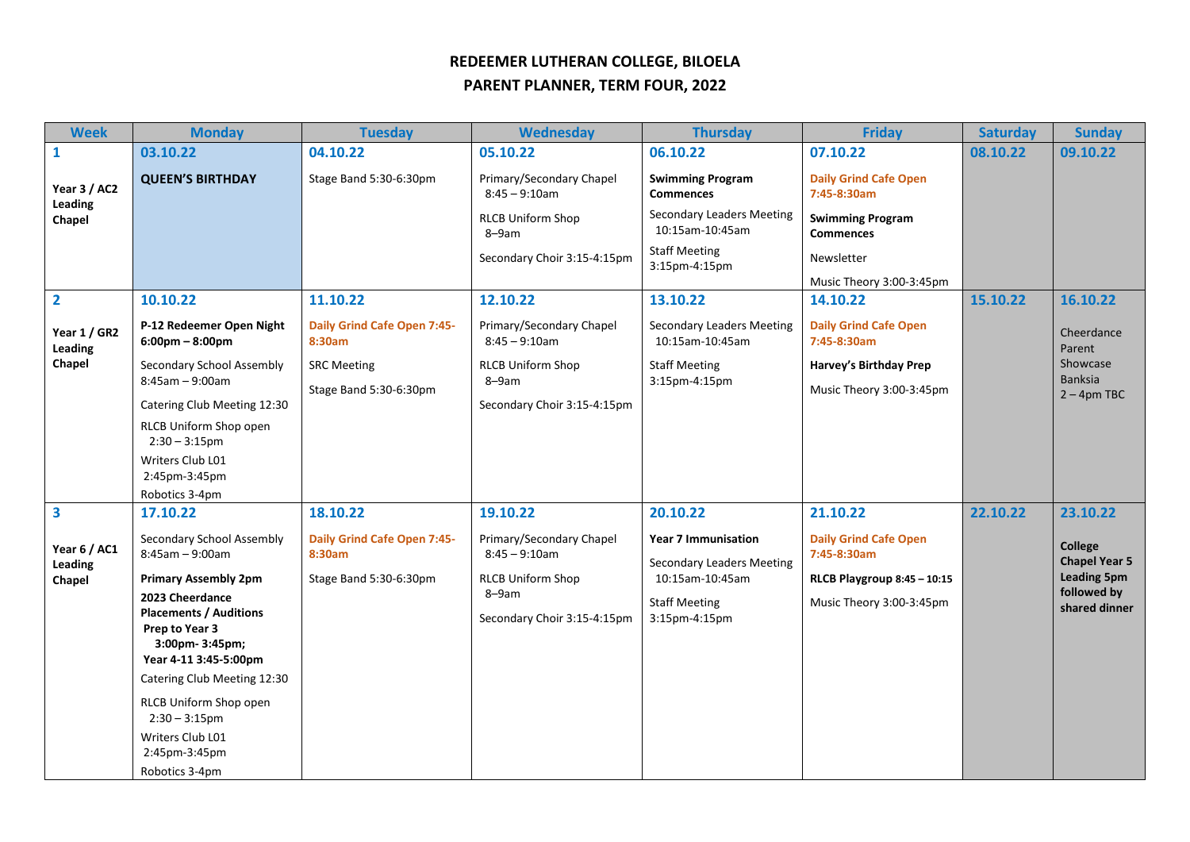# REDEEMER LUTHERAN COLLEGE, BILOELA

## PARENT PLANNER, TERM FOUR, 2022

| Week | Monday | Tuesday | Wednesday | Thursday | Friday | Saturday | Sunday |
|---|---|---|---|---|---|---|---|
| **1**<br><br>**Year 3 / AC2 Leading Chapel** | **03.10.22**<br><br>**QUEEN'S BIRTHDAY** | **04.10.22**<br><br>Stage Band 5:30-6:30pm | **05.10.22**<br><br>Primary/Secondary Chapel 8:45 – 9:10am<br><br>RLCB Uniform Shop 8–9am<br><br>Secondary Choir 3:15-4:15pm | **06.10.22**<br><br>**Swimming Program Commences**<br><br>Secondary Leaders Meeting 10:15am-10:45am<br><br>Staff Meeting 3:15pm-4:15pm | **07.10.22**<br><br>**Daily Grind Cafe Open 7:45-8:30am**<br><br>**Swimming Program Commences**<br><br>Newsletter<br><br>Music Theory 3:00-3:45pm | **08.10.22** | **09.10.22** |
| **2**<br><br>**Year 1 / GR2 Leading Chapel** | **10.10.22**<br><br>**P-12 Redeemer Open Night 6:00pm – 8:00pm**<br><br>Secondary School Assembly 8:45am – 9:00am<br><br>Catering Club Meeting 12:30<br><br>RLCB Uniform Shop open 2:30 – 3:15pm<br><br>Writers Club L01 2:45pm-3:45pm<br><br>Robotics 3-4pm | **11.10.22**<br><br>**Daily Grind Cafe Open 7:45-8:30am**<br><br>SRC Meeting<br><br>Stage Band 5:30-6:30pm | **12.10.22**<br><br>Primary/Secondary Chapel 8:45 – 9:10am<br><br>RLCB Uniform Shop 8–9am<br><br>Secondary Choir 3:15-4:15pm | **13.10.22**<br><br>Secondary Leaders Meeting 10:15am-10:45am<br><br>Staff Meeting 3:15pm-4:15pm | **14.10.22**<br><br>**Daily Grind Cafe Open 7:45-8:30am**<br><br>**Harvey's Birthday Prep**<br><br>Music Theory 3:00-3:45pm | **15.10.22** | **16.10.22**<br><br>Cheerdance Parent Showcase Banksia 2 – 4pm TBC |
| **3**<br><br>**Year 6 / AC1 Leading Chapel** | **17.10.22**<br><br>Secondary School Assembly 8:45am – 9:00am<br><br>**Primary Assembly 2pm**<br><br>**2023 Cheerdance Placements / Auditions Prep to Year 3 3:00pm- 3:45pm; Year 4-11 3:45-5:00pm**<br><br>Catering Club Meeting 12:30<br><br>RLCB Uniform Shop open 2:30 – 3:15pm<br><br>Writers Club L01 2:45pm-3:45pm<br><br>Robotics 3-4pm | **18.10.22**<br><br>**Daily Grind Cafe Open 7:45-8:30am**<br><br>Stage Band 5:30-6:30pm | **19.10.22**<br><br>Primary/Secondary Chapel 8:45 – 9:10am<br><br>RLCB Uniform Shop 8–9am<br><br>Secondary Choir 3:15-4:15pm | **20.10.22**<br><br>**Year 7 Immunisation**<br><br>Secondary Leaders Meeting 10:15am-10:45am<br><br>Staff Meeting 3:15pm-4:15pm | **21.10.22**<br><br>**Daily Grind Cafe Open 7:45-8:30am**<br><br>**RLCB Playgroup 8:45 – 10:15**<br><br>Music Theory 3:00-3:45pm | **22.10.22** | **23.10.22**<br><br>**College Chapel Year 5 Leading 5pm followed by shared dinner** |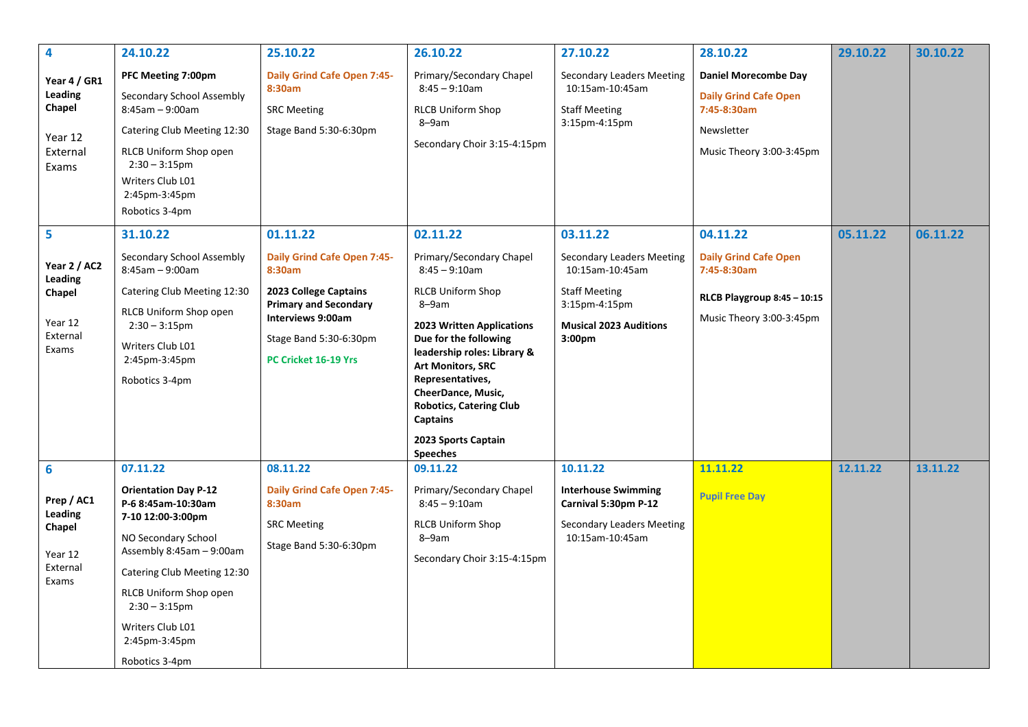| | | | | | | | |
|---|---|---|---|---|---|---|---|
| **4**<br><br>**Year 4 / GR1 Leading Chapel**<br><br>Year 12 External Exams | **24.10.22**<br><br>**PFC Meeting 7:00pm**<br><br>Secondary School Assembly 8:45am – 9:00am<br><br>Catering Club Meeting 12:30<br><br>RLCB Uniform Shop open 2:30 – 3:15pm<br><br>Writers Club L01 2:45pm-3:45pm<br><br>Robotics 3-4pm | **25.10.22**<br><br>**Daily Grind Cafe Open 7:45-8:30am**<br><br>SRC Meeting<br><br>Stage Band 5:30-6:30pm | **26.10.22**<br><br>Primary/Secondary Chapel 8:45 – 9:10am<br><br>RLCB Uniform Shop 8–9am<br><br>Secondary Choir 3:15-4:15pm | **27.10.22**<br><br>Secondary Leaders Meeting 10:15am-10:45am<br><br>Staff Meeting 3:15pm-4:15pm | **28.10.22**<br><br>**Daniel Morecombe Day**<br><br>**Daily Grind Cafe Open 7:45-8:30am**<br><br>Newsletter<br><br>Music Theory 3:00-3:45pm | **29.10.22** | **30.10.22** |
| **5**<br><br>**Year 2 / AC2 Leading Chapel**<br><br>Year 12 External Exams | **31.10.22**<br><br>Secondary School Assembly 8:45am – 9:00am<br><br>Catering Club Meeting 12:30<br><br>RLCB Uniform Shop open 2:30 – 3:15pm<br><br>Writers Club L01 2:45pm-3:45pm<br><br>Robotics 3-4pm | **01.11.22**<br><br>**Daily Grind Cafe Open 7:45-8:30am**<br><br>**2023 College Captains Primary and Secondary Interviews 9:00am**<br><br>Stage Band 5:30-6:30pm<br><br>**PC Cricket 16-19 Yrs** | **02.11.22**<br><br>Primary/Secondary Chapel 8:45 – 9:10am<br><br>RLCB Uniform Shop 8–9am<br><br>**2023 Written Applications Due for the following leadership roles: Library & Art Monitors, SRC Representatives, CheerDance, Music, Robotics, Catering Club Captains**<br><br>**2023 Sports Captain Speeches** | **03.11.22**<br><br>Secondary Leaders Meeting 10:15am-10:45am<br><br>Staff Meeting 3:15pm-4:15pm<br><br>**Musical 2023 Auditions 3:00pm** | **04.11.22**<br><br>**Daily Grind Cafe Open 7:45-8:30am**<br><br>**RLCB Playgroup 8:45 – 10:15**<br><br>Music Theory 3:00-3:45pm | **05.11.22** | **06.11.22** |
| **6**<br><br>**Prep / AC1 Leading Chapel**<br><br>Year 12 External Exams | **07.11.22**<br><br>**Orientation Day P-12 P-6 8:45am-10:30am 7-10 12:00-3:00pm**<br><br>NO Secondary School Assembly 8:45am – 9:00am<br><br>Catering Club Meeting 12:30<br><br>RLCB Uniform Shop open 2:30 – 3:15pm<br><br>Writers Club L01 2:45pm-3:45pm<br><br>Robotics 3-4pm | **08.11.22**<br><br>**Daily Grind Cafe Open 7:45-8:30am**<br><br>SRC Meeting<br><br>Stage Band 5:30-6:30pm | **09.11.22**<br><br>Primary/Secondary Chapel 8:45 – 9:10am<br><br>RLCB Uniform Shop 8–9am<br><br>Secondary Choir 3:15-4:15pm | **10.11.22**<br><br>**Interhouse Swimming Carnival 5:30pm P-12**<br><br>Secondary Leaders Meeting 10:15am-10:45am | **11.11.22**<br><br>**Pupil Free Day** | **12.11.22** | **13.11.22** |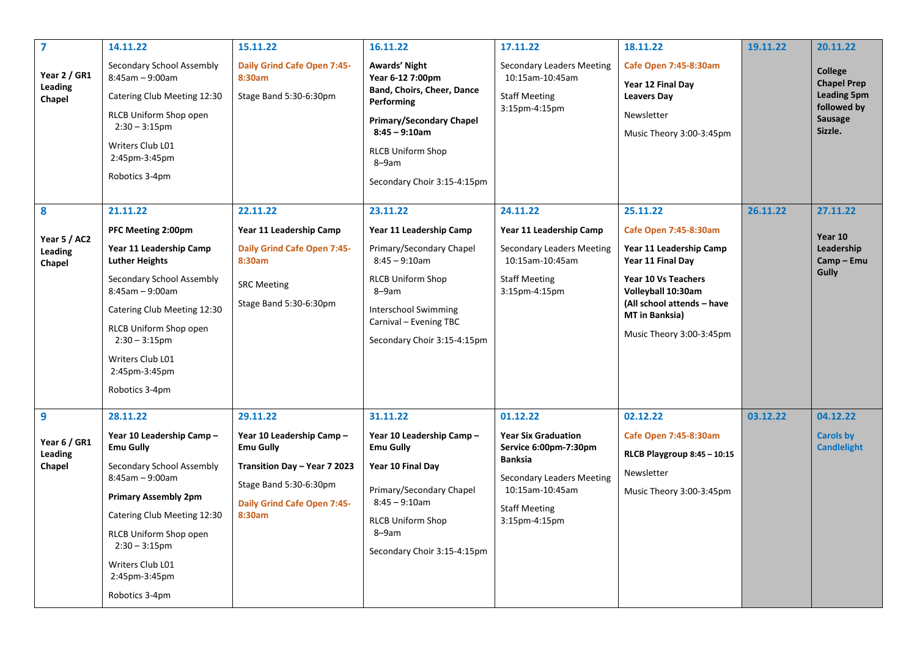| 7<br><br>**Year 2 / GR1 Leading Chapel** | **14.11.22**<br><br>Secondary School Assembly 8:45am – 9:00am<br><br>Catering Club Meeting 12:30<br><br>RLCB Uniform Shop open 2:30 – 3:15pm<br><br>Writers Club L01 2:45pm-3:45pm<br><br>Robotics 3-4pm | **15.11.22**<br><br>**Daily Grind Cafe Open 7:45-8:30am**<br><br>Stage Band 5:30-6:30pm | **16.11.22**<br><br>**Awards' Night Year 6-12 7:00pm Band, Choirs, Cheer, Dance Performing**<br><br>**Primary/Secondary Chapel 8:45 – 9:10am**<br><br>RLCB Uniform Shop 8–9am<br><br>Secondary Choir 3:15-4:15pm | **17.11.22**<br><br>Secondary Leaders Meeting 10:15am-10:45am<br><br>Staff Meeting 3:15pm-4:15pm | **18.11.22**<br><br>**Cafe Open 7:45-8:30am**<br><br>**Year 12 Final Day Leavers Day**<br><br>Newsletter<br><br>Music Theory 3:00-3:45pm | **19.11.22** | **20.11.22**<br><br>**College Chapel Prep Leading 5pm followed by Sausage Sizzle.** |
|---|---|---|---|---|---|---|---|
| 8<br><br>**Year 5 / AC2 Leading Chapel** | **21.11.22**<br><br>**PFC Meeting 2:00pm**<br><br>**Year 11 Leadership Camp Luther Heights**<br><br>Secondary School Assembly 8:45am – 9:00am<br><br>Catering Club Meeting 12:30<br><br>RLCB Uniform Shop open 2:30 – 3:15pm<br><br>Writers Club L01 2:45pm-3:45pm<br><br>Robotics 3-4pm | **22.11.22**<br><br>**Year 11 Leadership Camp**<br><br>**Daily Grind Cafe Open 7:45-8:30am**<br><br>SRC Meeting<br><br>Stage Band 5:30-6:30pm | **23.11.22**<br><br>**Year 11 Leadership Camp**<br><br>Primary/Secondary Chapel 8:45 – 9:10am<br><br>RLCB Uniform Shop 8–9am<br><br>Interschool Swimming Carnival – Evening TBC<br><br>Secondary Choir 3:15-4:15pm | **24.11.22**<br><br>**Year 11 Leadership Camp**<br><br>Secondary Leaders Meeting 10:15am-10:45am<br><br>Staff Meeting 3:15pm-4:15pm | **25.11.22**<br><br>**Cafe Open 7:45-8:30am**<br><br>**Year 11 Leadership Camp Year 11 Final Day**<br><br>**Year 10 Vs Teachers Volleyball 10:30am (All school attends – have MT in Banksia)**<br><br>Music Theory 3:00-3:45pm | **26.11.22** | **27.11.22**<br><br>**Year 10 Leadership Camp – Emu Gully** |
| 9<br><br>**Year 6 / GR1 Leading Chapel** | **28.11.22**<br><br>**Year 10 Leadership Camp – Emu Gully**<br><br>Secondary School Assembly 8:45am – 9:00am<br><br>**Primary Assembly 2pm**<br><br>Catering Club Meeting 12:30<br><br>RLCB Uniform Shop open 2:30 – 3:15pm<br><br>Writers Club L01 2:45pm-3:45pm<br><br>Robotics 3-4pm | **29.11.22**<br><br>**Year 10 Leadership Camp – Emu Gully**<br><br>**Transition Day – Year 7 2023**<br><br>Stage Band 5:30-6:30pm<br><br>**Daily Grind Cafe Open 7:45-8:30am** | **31.11.22**<br><br>**Year 10 Leadership Camp – Emu Gully**<br><br>**Year 10 Final Day**<br><br>Primary/Secondary Chapel 8:45 – 9:10am<br><br>RLCB Uniform Shop 8–9am<br><br>Secondary Choir 3:15-4:15pm | **01.12.22**<br><br>**Year Six Graduation Service 6:00pm-7:30pm Banksia**<br><br>Secondary Leaders Meeting 10:15am-10:45am<br><br>Staff Meeting 3:15pm-4:15pm | **02.12.22**<br><br>**Cafe Open 7:45-8:30am**<br><br>**RLCB Playgroup 8:45 – 10:15**<br><br>Newsletter<br><br>Music Theory 3:00-3:45pm | **03.12.22** | **04.12.22**<br><br>**Carols by Candlelight** |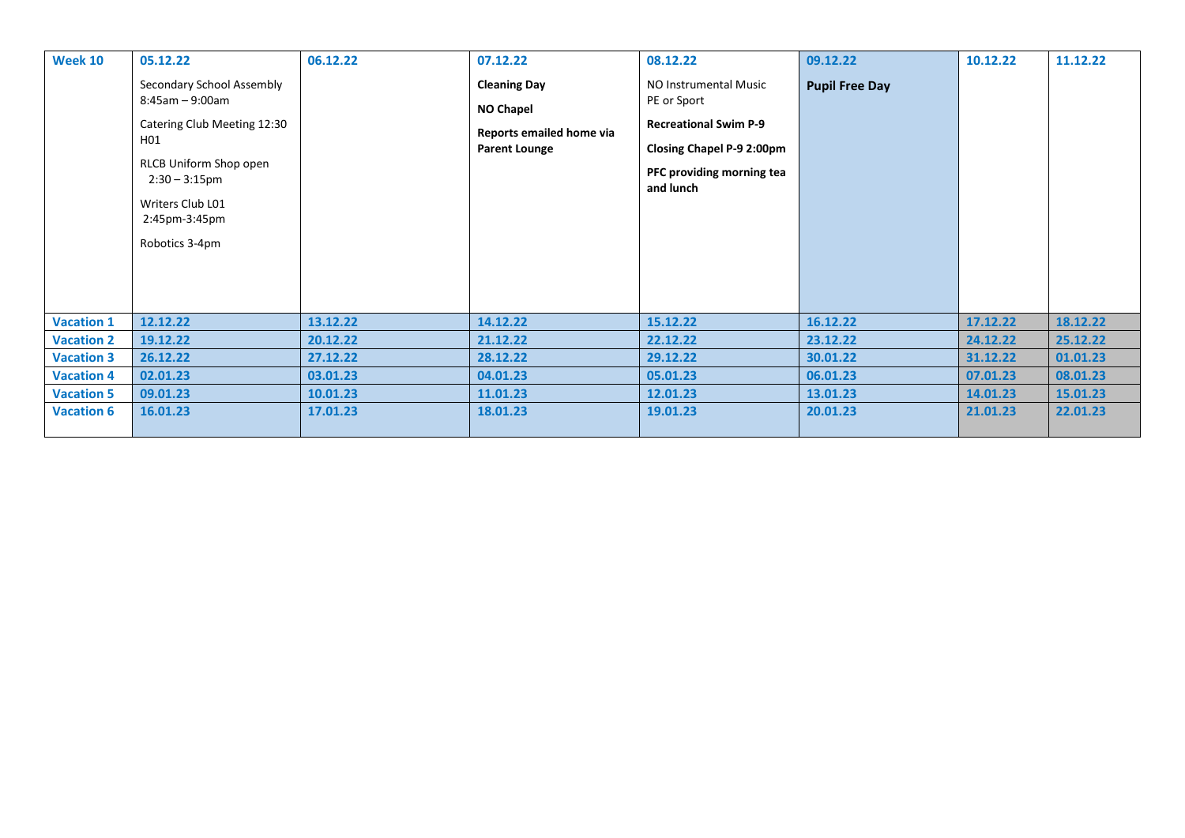| | | | | | | | |
|---|---|---|---|---|---|---|---|
| **Week 10** | **05.12.22**<br>Secondary School Assembly 8:45am – 9:00am<br>Catering Club Meeting 12:30 H01<br>RLCB Uniform Shop open 2:30 – 3:15pm<br>Writers Club L01 2:45pm-3:45pm<br>Robotics 3-4pm | **06.12.22** | **07.12.22**<br>**Cleaning Day**<br>**NO Chapel**<br>**Reports emailed home via Parent Lounge** | **08.12.22**<br>NO Instrumental Music PE or Sport<br>**Recreational Swim P-9**<br>**Closing Chapel P-9 2:00pm**<br>**PFC providing morning tea and lunch** | **09.12.22**<br>**Pupil Free Day** | **10.12.22** | **11.12.22** |
| **Vacation 1** | **12.12.22** | **13.12.22** | **14.12.22** | **15.12.22** | **16.12.22** | **17.12.22** | **18.12.22** |
| **Vacation 2** | **19.12.22** | **20.12.22** | **21.12.22** | **22.12.22** | **23.12.22** | **24.12.22** | **25.12.22** |
| **Vacation 3** | **26.12.22** | **27.12.22** | **28.12.22** | **29.12.22** | **30.01.22** | **31.12.22** | **01.01.23** |
| **Vacation 4** | **02.01.23** | **03.01.23** | **04.01.23** | **05.01.23** | **06.01.23** | **07.01.23** | **08.01.23** |
| **Vacation 5** | **09.01.23** | **10.01.23** | **11.01.23** | **12.01.23** | **13.01.23** | **14.01.23** | **15.01.23** |
| **Vacation 6** | **16.01.23** | **17.01.23** | **18.01.23** | **19.01.23** | **20.01.23** | **21.01.23** | **22.01.23** |